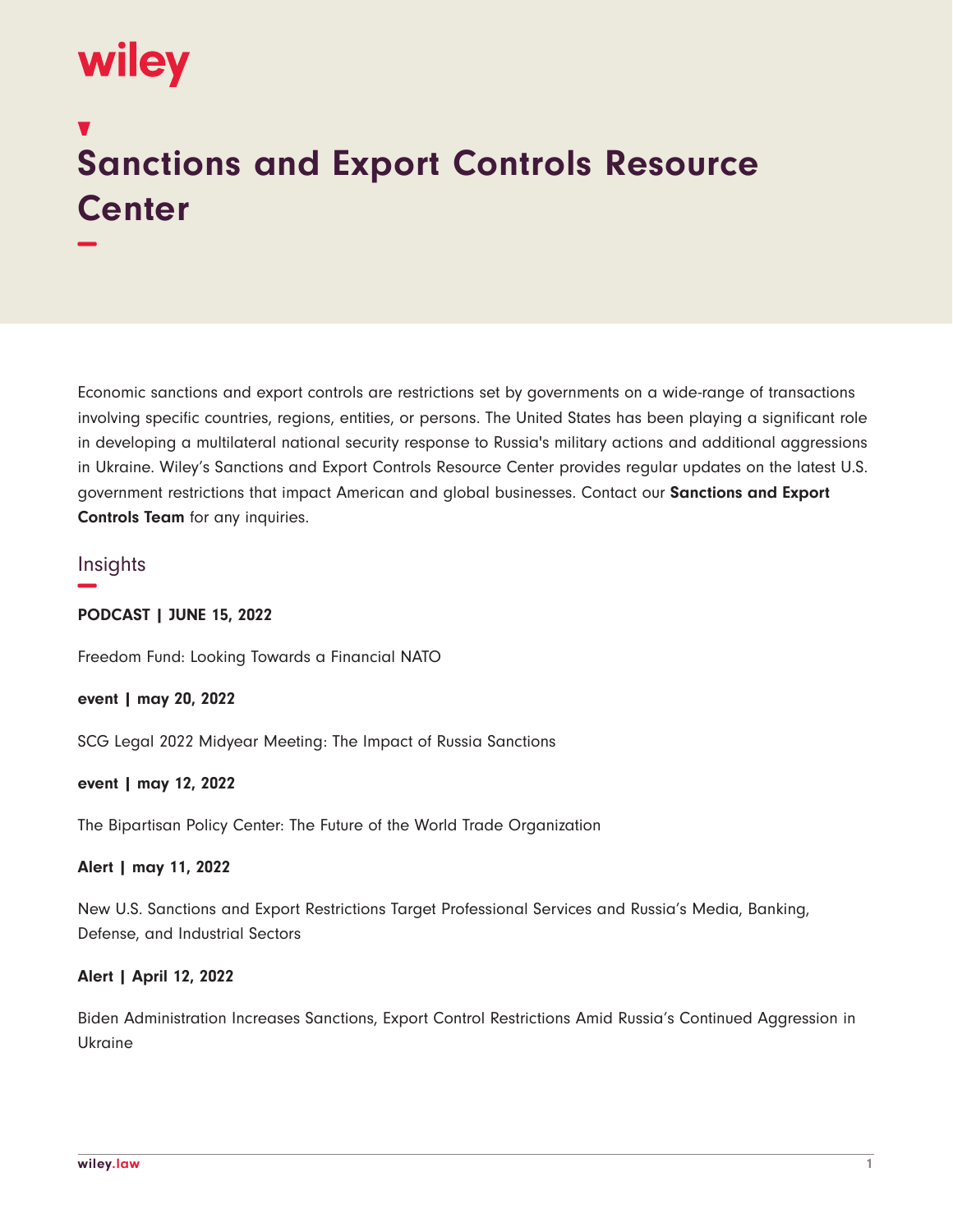wiley

# Sanctions and Export Controls Resource Center

Economic sanctions and export controls are restrictions set by governments on a wide-range of transactions involving specific countries, regions, entities, or persons. The United States has been playing a significant role in developing a multilateral national security response to Russia's military actions and additional aggressions in Ukraine. Wiley's Sanctions and Export Controls Resource Center provides regular updates on the latest U.S. government restrictions that impact American and global businesses. Contact our **Sanctions and Export Controls Team** for any inquiries.

## Insights

**PODCAST | JUNE 15, 2022**

Freedom Fund: Looking Towards a Financial NATO

**event | may 20, 2022**

SCG Legal 2022 Midyear Meeting: The Impact of Russia Sanctions

**event | may 12, 2022**

The Bipartisan Policy Center: The Future of the World Trade Organization

**Alert | may 11, 2022**

New U.S. Sanctions and Export Restrictions Target Professional Services and Russia's Media, Banking, Defense, and Industrial Sectors

**Alert | April 12, 2022**

Biden Administration Increases Sanctions, Export Control Restrictions Amid Russia's Continued Aggression in Ukraine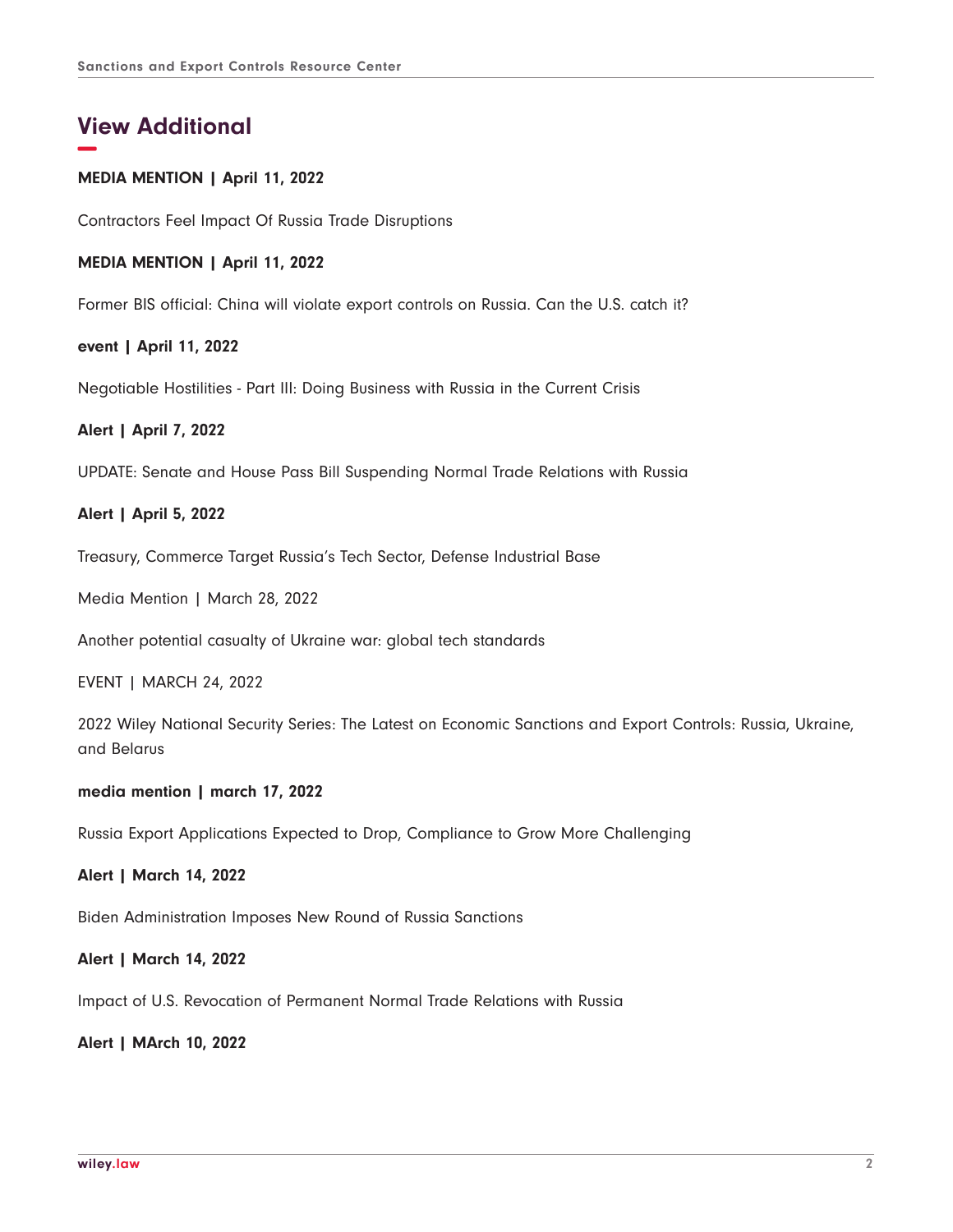## View Additional

**MEDIA MENTION | April 11, 2022**

Contractors Feel Impact Of Russia Trade Disruptions

**MEDIA MENTION | April 11, 2022**

Former BIS official: China will violate export controls on Russia. Can the U.S. catch it?

**event | April 11, 2022**

Negotiable Hostilities - Part III: Doing Business with Russia in the Current Crisis

**Alert | April 7, 2022**

UPDATE: Senate and House Pass Bill Suspending Normal Trade Relations with Russia

**Alert | April 5, 2022**

Treasury, Commerce Target Russia's Tech Sector, Defense Industrial Base

Media Mention | March 28, 2022

Another potential casualty of Ukraine war: global tech standards

EVENT | MARCH 24, 2022

2022 Wiley National Security Series: The Latest on Economic Sanctions and Export Controls: Russia, Ukraine, and Belarus

**media mention | march 17, 2022**

Russia Export Applications Expected to Drop, Compliance to Grow More Challenging

**Alert | March 14, 2022**

Biden Administration Imposes New Round of Russia Sanctions

**Alert | March 14, 2022**

Impact of U.S. Revocation of Permanent Normal Trade Relations with Russia

**Alert | MArch 10, 2022**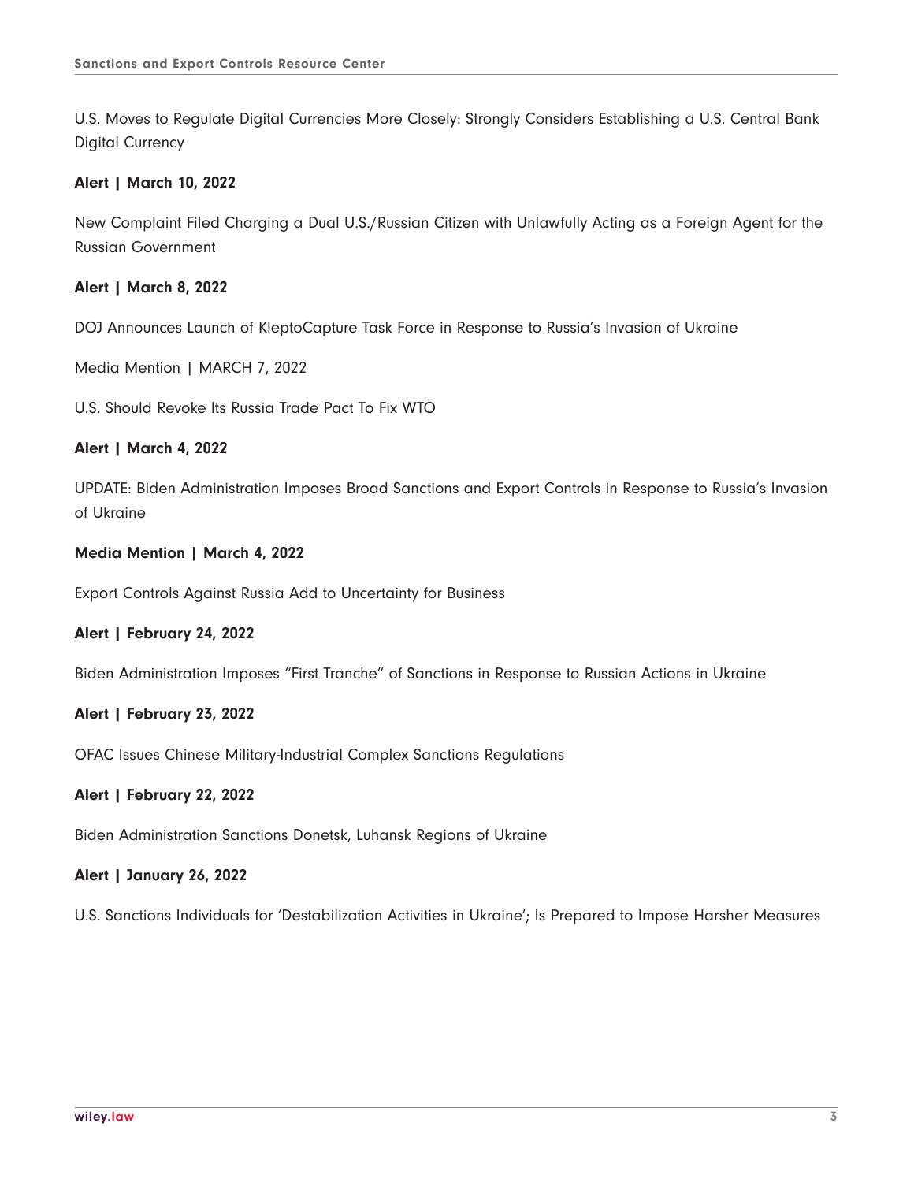U.S. Moves to Regulate Digital Currencies More Closely: Strongly Considers Establishing a U.S. Central Bank Digital Currency

**Alert | March 10, 2022**

New Complaint Filed Charging a Dual U.S./Russian Citizen with Unlawfully Acting as a Foreign Agent for the Russian Government

**Alert | March 8, 2022**

DOJ Announces Launch of KleptoCapture Task Force in Response to Russia's Invasion of Ukraine

Media Mention | MARCH 7, 2022

U.S. Should Revoke Its Russia Trade Pact To Fix WTO

**Alert | March 4, 2022**

UPDATE: Biden Administration Imposes Broad Sanctions and Export Controls in Response to Russia's Invasion of Ukraine

**Media Mention | March 4, 2022**

Export Controls Against Russia Add to Uncertainty for Business

**Alert | February 24, 2022**

Biden Administration Imposes "First Tranche" of Sanctions in Response to Russian Actions in Ukraine

**Alert | February 23, 2022**

OFAC Issues Chinese Military-Industrial Complex Sanctions Regulations

**Alert | February 22, 2022**

Biden Administration Sanctions Donetsk, Luhansk Regions of Ukraine

**Alert | January 26, 2022**

U.S. Sanctions Individuals for 'Destabilization Activities in Ukraine'; Is Prepared to Impose Harsher Measures